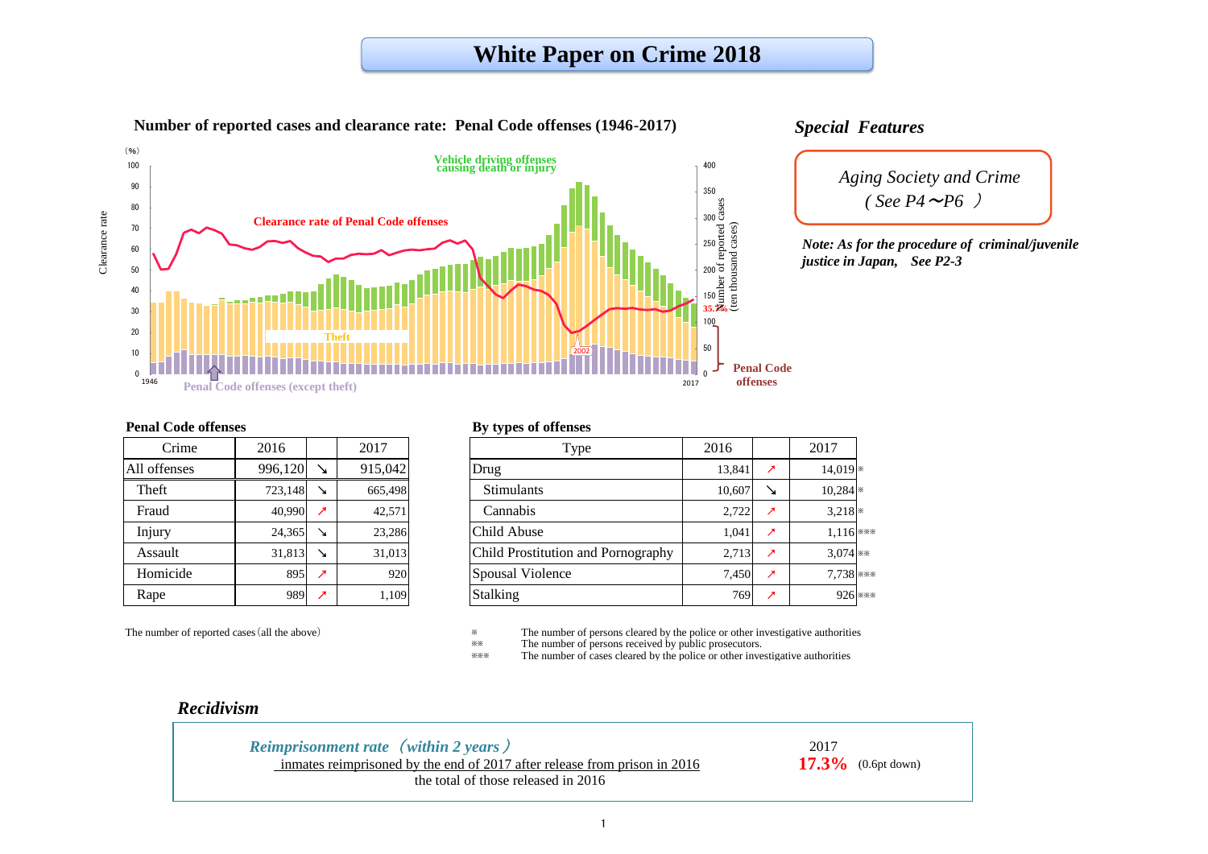# White Paper on Crime 2018

**Number of reported cases and clearance rate: Penal Code offenses (1946-2017)**

(%) Clearance rate — Number of reported cases (ten thousand cases)

Vehicle driving offenses causing death or injury

Clearance rate of Penal Code offenses

Theft

2002

35.7%

Penal Code offenses

Penal Code offenses (except theft)

1946 — 2017

## *Special Features*

*Aging Society and Crime ( See P4〜P6 )*

***Note: As for the procedure of criminal/juvenile justice in Japan, See P2-3***

**Penal Code offenses**

| Crime | 2016 | | 2017 |
|---|---|---|---|
| All offenses | 996,120 | ↘ | 915,042 |
| Theft | 723,148 | ↘ | 665,498 |
| Fraud | 40,990 | ↗ | 42,571 |
| Injury | 24,365 | ↘ | 23,286 |
| Assault | 31,813 | ↘ | 31,013 |
| Homicide | 895 | ↗ | 920 |
| Rape | 989 | ↗ | 1,109 |

The number of reported cases (all the above)

**By types of offenses**

| Type | 2016 | | 2017 |
|---|---|---|---|
| Drug | 13,841 | ↗ | 14,019 ※ |
| Stimulants | 10,607 | ↘ | 10,284 ※ |
| Cannabis | 2,722 | ↗ | 3,218 ※ |
| Child Abuse | 1,041 | ↗ | 1,116 ※※※ |
| Child Prostitution and Pornography | 2,713 | ↗ | 3,074 ※※ |
| Spousal Violence | 7,450 | ↗ | 7,738 ※※※ |
| Stalking | 769 | ↗ | 926 ※※※ |

※ The number of persons cleared by the police or other investigative authorities
※※ The number of persons received by public prosecutors.
※※※ The number of cases cleared by the police or other investigative authorities

## *Recidivism*

***Reimprisonment rate (within 2 years)***

inmates reimprisoned by the end of 2017 after release from prison in 2016 / the total of those released in 2016

2017: **17.3%** (0.6pt down)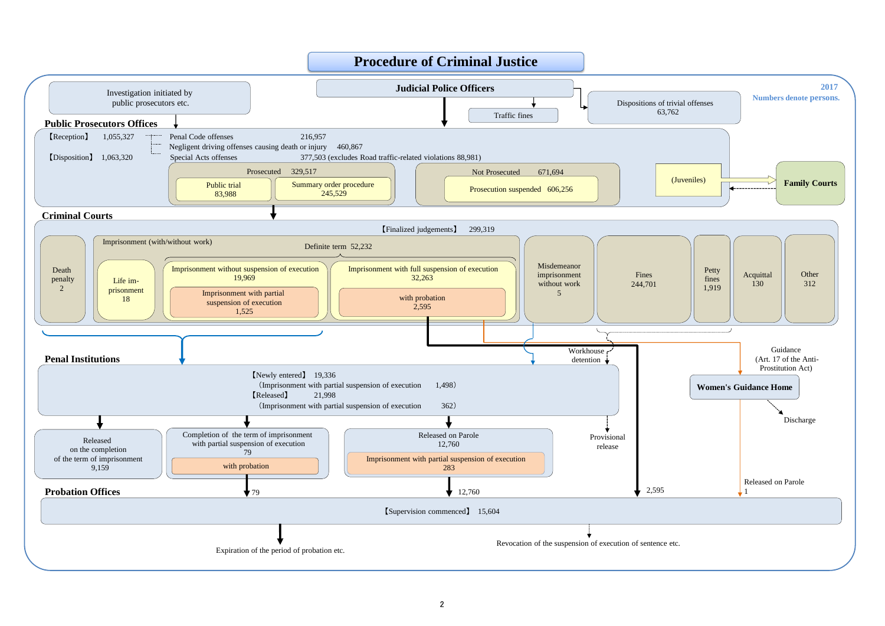# Procedure of Criminal Justice

2017
Numbers denote persons.

Investigation initiated by public prosecutors etc.

**Judicial Police Officers**

Traffic fines

Dispositions of trivial offenses 63,762

## Public Prosecutors Offices

【Reception】 1,055,327

【Disposition】 1,063,320

- Penal Code offenses 216,957
- Negligent driving offenses causing death or injury 460,867
- Special Acts offenses 377,503 (excludes Road traffic-related violations 88,981)

Prosecuted 329,517
- Public trial 83,988
- Summary order procedure 245,529

Not Prosecuted 671,694
- Prosecution suspended 606,256

(Juveniles)

**Family Courts**

## Criminal Courts

【Finalized judgements】 299,319

- Death penalty 2
- Imprisonment (with/without work)
  - Life imprisonment 18
  - Definite term 52,232
    - Imprisonment without suspension of execution 19,969
      - Imprisonment with partial suspension of execution 1,525
    - Imprisonment with full suspension of execution 32,263
      - with probation 2,595
- Misdemeanor imprisonment without work 5
- Fines 244,701
- Petty fines 1,919
- Acquittal 130
- Other 312

Workhouse detention

Guidance (Art. 17 of the Anti-Prostitution Act)

## Penal Institutions

【Newly entered】 19,336
(Imprisonment with partial suspension of execution 1,498)
【Released】 21,998
(Imprisonment with partial suspension of execution 362)

- Released on the completion of the term of imprisonment 9,159
- Completion of the term of imprisonment with partial suspension of execution 79
  - with probation
- Released on Parole 12,760
  - Imprisonment with partial suspension of execution 283
- Provisional release

**Women's Guidance Home**

Discharge

Released on Parole 1

## Probation Offices

79 / 12,760 / 2,595 / 1

【Supervision commenced】 15,604

Expiration of the period of probation etc.

Revocation of the suspension of execution of sentence etc.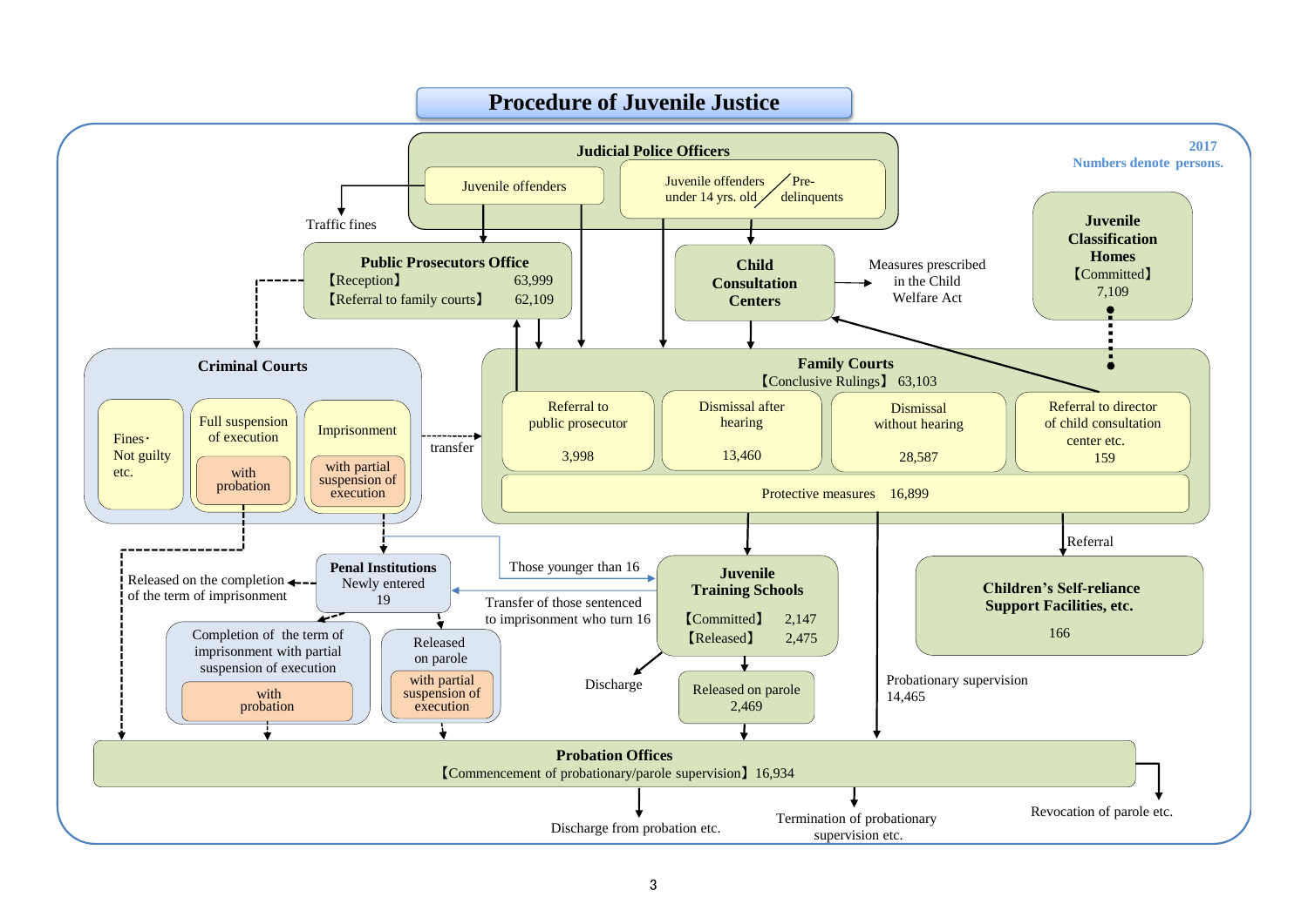# Procedure of Juvenile Justice

2017
Numbers denote persons.

**Judicial Police Officers**

- Juvenile offenders
- Juvenile offenders under 14 yrs. old / Pre-delinquents

Traffic fines

**Public Prosecutors Office**
【Reception】 63,999
【Referral to family courts】 62,109

**Child Consultation Centers**

Measures prescribed in the Child Welfare Act

**Juvenile Classification Homes**
【Committed】
7,109

**Criminal Courts**

- Fines・Not guilty etc.
- Full suspension of execution — with probation
- Imprisonment — with partial suspension of execution

transfer

**Family Courts**
【Conclusive Rulings】 63,103

| Referral to public prosecutor | Dismissal after hearing | Dismissal without hearing | Referral to director of child consultation center etc. |
|---|---|---|---|
| 3,998 | 13,460 | 28,587 | 159 |

Protective measures 16,899

**Penal Institutions**
Newly entered
19

Released on the completion of the term of imprisonment

Those younger than 16

Transfer of those sentenced to imprisonment who turn 16

**Juvenile Training Schools**
【Committed】 2,147
【Released】 2,475

Referral

**Children's Self-reliance Support Facilities, etc.**
166

Completion of the term of imprisonment with partial suspension of execution — with probation

Released on parole — with partial suspension of execution

Discharge

Released on parole
2,469

Probationary supervision
14,465

**Probation Offices**
【Commencement of probationary/parole supervision】16,934

Discharge from probation etc.

Termination of probationary supervision etc.

Revocation of parole etc.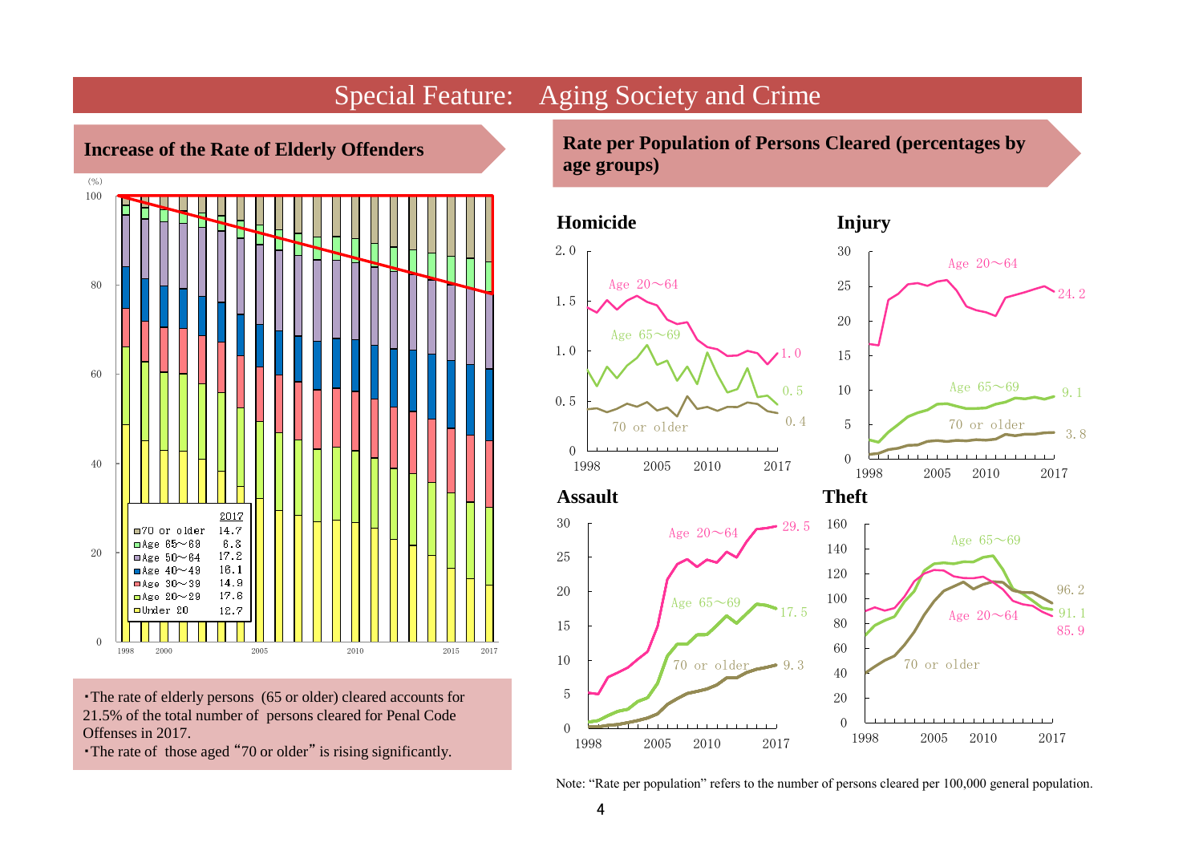# Special Feature: Aging Society and Crime

## Increase of the Rate of Elderly Offenders

(%)

| | 2017 |
|---|---|
| 70 or older | 14.7 |
| Age 65～69 | 6.8 |
| Age 50～64 | 17.2 |
| Age 40～49 | 16.1 |
| Age 30～39 | 14.9 |
| Age 20～29 | 17.6 |
| Under 20 | 12.7 |

・The rate of elderly persons (65 or older) cleared accounts for 21.5% of the total number of persons cleared for Penal Code Offenses in 2017.

・The rate of those aged "70 or older" is rising significantly.

## Rate per Population of Persons Cleared (percentages by age groups)

### Homicide

| | 2017 |
|---|---|
| Age 20～64 | 1.0 |
| Age 65～69 | 0.5 |
| 70 or older | 0.4 |

### Injury

| | 2017 |
|---|---|
| Age 20～64 | 24.2 |
| Age 65～69 | 9.1 |
| 70 or older | 3.8 |

### Assault

| | 2017 |
|---|---|
| Age 20～64 | 29.5 |
| Age 65～69 | 17.5 |
| 70 or older | 9.3 |

### Theft

| | 2017 |
|---|---|
| 70 or older | 96.2 |
| Age 65～69 | 91.1 |
| Age 20～64 | 85.9 |

Note: "Rate per population" refers to the number of persons cleared per 100,000 general population.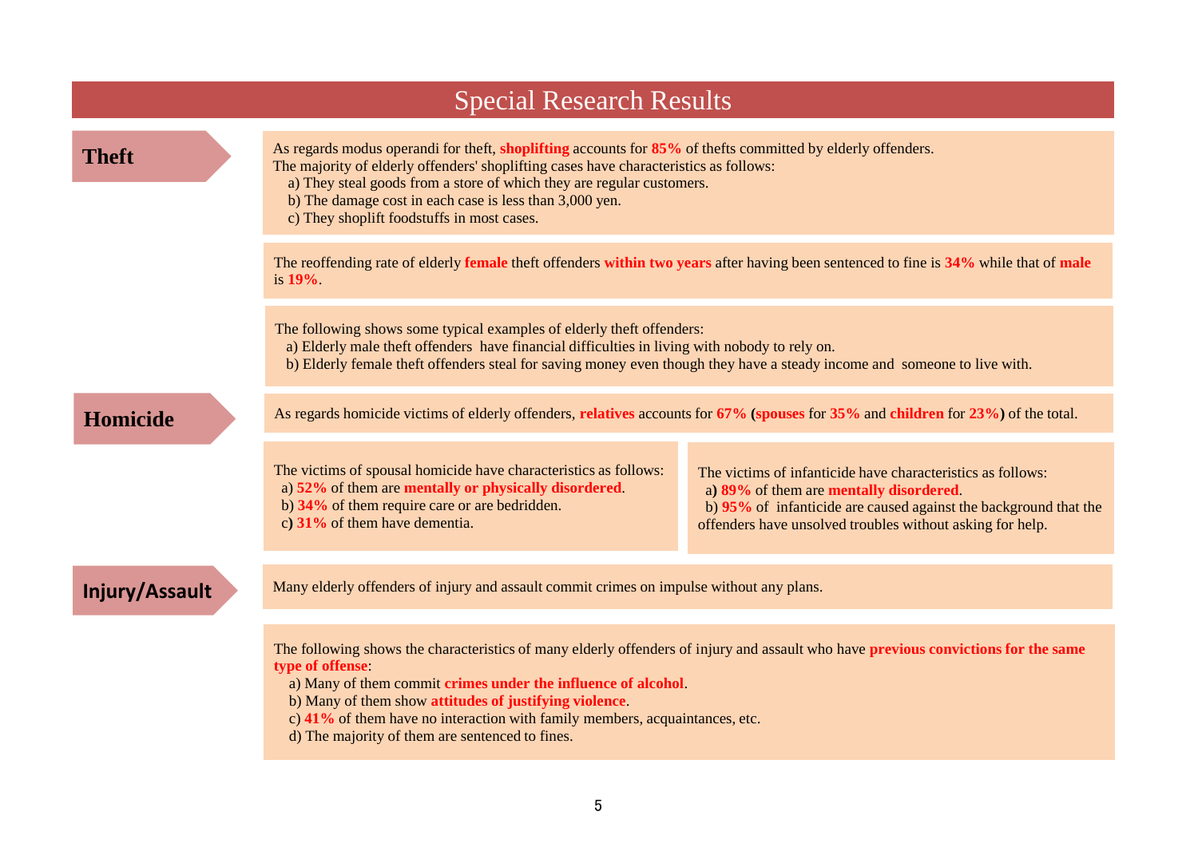# Special Research Results

## Theft

As regards modus operandi for theft, **shoplifting** accounts for **85%** of thefts committed by elderly offenders.
The majority of elderly offenders' shoplifting cases have characteristics as follows:

a) They steal goods from a store of which they are regular customers.
b) The damage cost in each case is less than 3,000 yen.
c) They shoplift foodstuffs in most cases.

The reoffending rate of elderly **female** theft offenders **within two years** after having been sentenced to fine is **34%** while that of **male** is **19%**.

The following shows some typical examples of elderly theft offenders:

a) Elderly male theft offenders have financial difficulties in living with nobody to rely on.
b) Elderly female theft offenders steal for saving money even though they have a steady income and someone to live with.

## Homicide

As regards homicide victims of elderly offenders, **relatives** accounts for **67%** (**spouses** for **35%** and **children** for **23%**) of the total.

The victims of spousal homicide have characteristics as follows:

a) **52%** of them are **mentally or physically disordered**.
b) **34%** of them require care or are bedridden.
c) **31%** of them have dementia.

The victims of infanticide have characteristics as follows:

a) **89%** of them are **mentally disordered**.
b) **95%** of infanticide are caused against the background that the offenders have unsolved troubles without asking for help.

## Injury/Assault

Many elderly offenders of injury and assault commit crimes on impulse without any plans.

The following shows the characteristics of many elderly offenders of injury and assault who have **previous convictions for the same type of offense**:

a) Many of them commit **crimes under the influence of alcohol**.
b) Many of them show **attitudes of justifying violence**.
c) **41%** of them have no interaction with family members, acquaintances, etc.
d) The majority of them are sentenced to fines.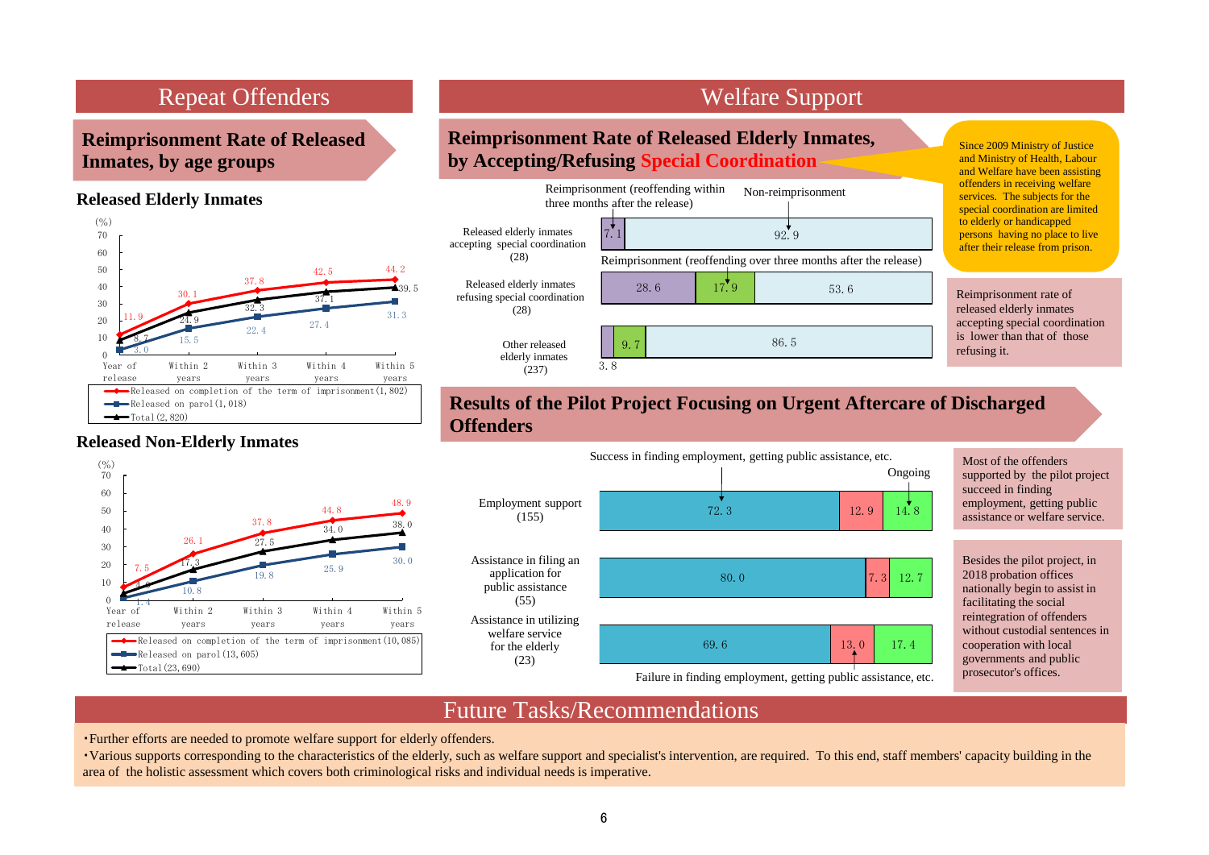## Repeat Offenders

### Reimprisonment Rate of Released Inmates, by age groups

#### Released Elderly Inmates

(%)
70
60
50
40
30
20
10
0

Year of release | Within 2 years | Within 3 years | Within 4 years | Within 5 years

11.9, 30.1, 37.8, 42.5, 44.2
8.7, 24.9, 32.3, 37.1, 39.5
3.0, 15.5, 22.4, 27.4, 31.3

Released on completion of the term of imprisonment (1,802)
Released on parol (1,018)
Total (2,820)

#### Released Non-Elderly Inmates

(%)
70
60
50
40
30
20
10
0

Year of release | Within 2 years | Within 3 years | Within 4 years | Within 5 years

7.5, 26.1, 37.8, 44.8, 48.9
4.0, 17.3, 27.5, 34.0, 38.0
1.4, 10.8, 19.8, 25.9, 30.0

Released on completion of the term of imprisonment (10,085)
Released on parol (13,605)
Total (23,690)

## Welfare Support

### Reimprisonment Rate of Released Elderly Inmates, by Accepting/Refusing Special Coordination

Since 2009 Ministry of Justice and Ministry of Health, Labour and Welfare have been assisting offenders in receiving welfare services. The subjects for the special coordination are limited to elderly or handicapped persons having no place to live after their release from prison.

Reimprisonment (reoffending within three months after the release)
Non-reimprisonment
Reimprisonment (reoffending over three months after the release)

Released elderly inmates accepting special coordination (28): 7.1 | 92.9
Released elderly inmates refusing special coordination (28): 28.6 | 17.9 | 53.6
Other released elderly inmates (237): 3.8 | 9.7 | 86.5

Reimprisonment rate of released elderly inmates accepting special coordination is lower than that of those refusing it.

### Results of the Pilot Project Focusing on Urgent Aftercare of Discharged Offenders

Success in finding employment, getting public assistance, etc.
Ongoing
Failure in finding employment, getting public assistance, etc.

Employment support (155): 72.3 | 12.9 | 14.8
Assistance in filing an application for public assistance (55): 80.0 | 7.3 | 12.7
Assistance in utilizing welfare service for the elderly (23): 69.6 | 13.0 | 17.4

Most of the offenders supported by the pilot project succeed in finding employment, getting public assistance or welfare service.

Besides the pilot project, in 2018 probation offices nationally begin to assist in facilitating the social reintegration of offenders without custodial sentences in cooperation with local governments and public prosecutor's offices.

## Future Tasks/Recommendations

- Further efforts are needed to promote welfare support for elderly offenders.
- Various supports corresponding to the characteristics of the elderly, such as welfare support and specialist's intervention, are required. To this end, staff members' capacity building in the area of the holistic assessment which covers both criminological risks and individual needs is imperative.